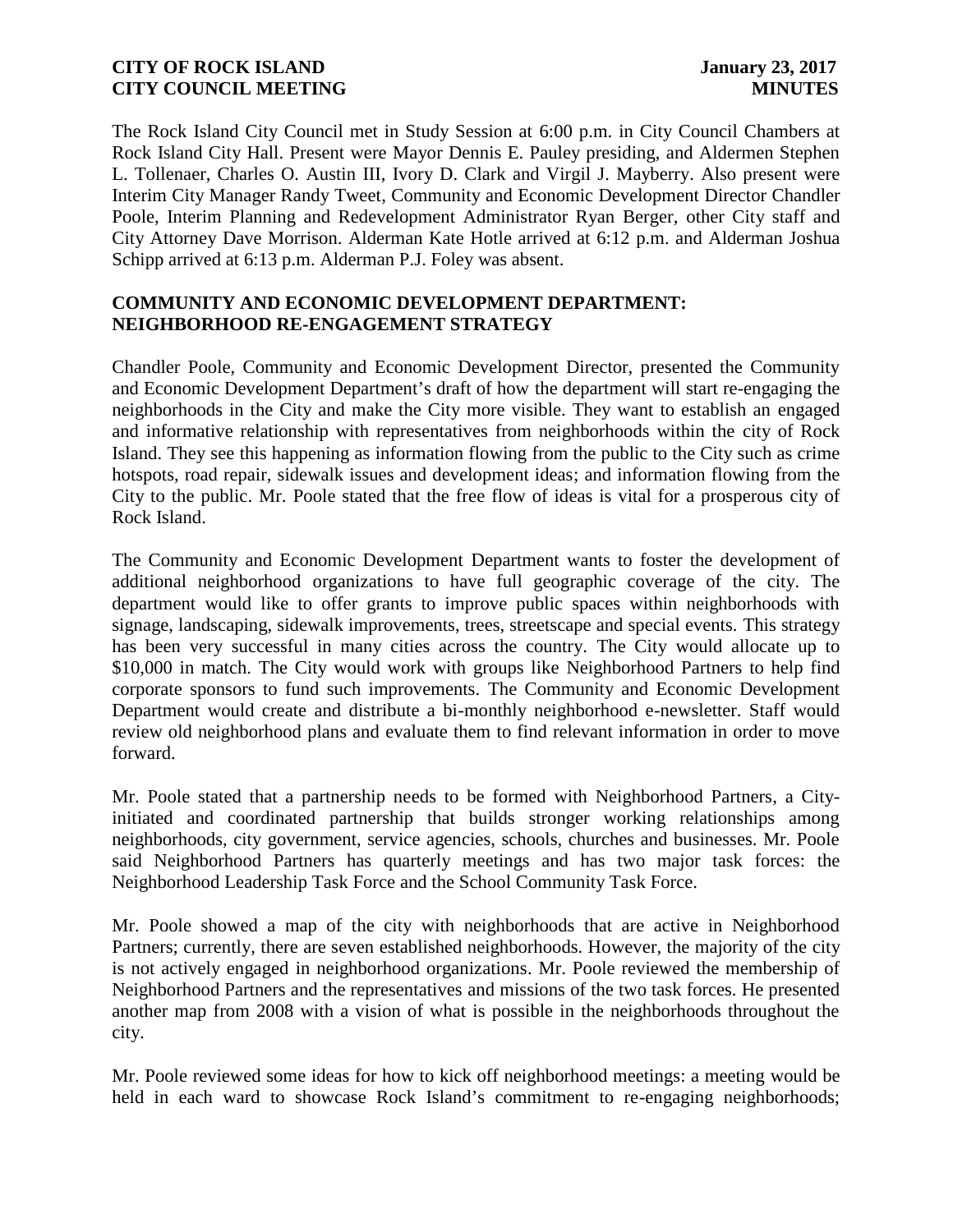The Rock Island City Council met in Study Session at 6:00 p.m. in City Council Chambers at Rock Island City Hall. Present were Mayor Dennis E. Pauley presiding, and Aldermen Stephen L. Tollenaer, Charles O. Austin III, Ivory D. Clark and Virgil J. Mayberry. Also present were Interim City Manager Randy Tweet, Community and Economic Development Director Chandler Poole, Interim Planning and Redevelopment Administrator Ryan Berger, other City staff and City Attorney Dave Morrison. Alderman Kate Hotle arrived at 6:12 p.m. and Alderman Joshua Schipp arrived at 6:13 p.m. Alderman P.J. Foley was absent.

## COMMUNITY AND ECONOMIC DEVELOPMENT DEPARTMENT: NEIGHBORHOOD RE-ENGAGEMENT STRATEGY

Chandler Poole, Community and Economic Development Director, presented the Community and Economic Development Department's draft of how the department will start re-engaging the neighborhoods in the City and make the City more visible. They want to establish an engaged and informative relationship with representatives from neighborhoods within the city of Rock Island. They see this happening as information flowing from the public to the City such as crime hotspots, road repair, sidewalk issues and development ideas; and information flowing from the City to the public. Mr. Poole stated that the free flow of ideas is vital for a prosperous city of Rock Island.

The Community and Economic Development Department wants to foster the development of additional neighborhood organizations to have full geographic coverage of the city. The department would like to offer grants to improve public spaces within neighborhoods with signage, landscaping, sidewalk improvements, trees, streetscape and special events. This strategy has been very successful in many cities across the country. The City would allocate up to $10,000 in match. The City would work with groups like Neighborhood Partners to help find corporate sponsors to fund such improvements. The Community and Economic Development Department would create and distribute a bi-monthly neighborhood e-newsletter. Staff would review old neighborhood plans and evaluate them to find relevant information in order to move forward.

Mr. Poole stated that a partnership needs to be formed with Neighborhood Partners, a City-initiated and coordinated partnership that builds stronger working relationships among neighborhoods, city government, service agencies, schools, churches and businesses. Mr. Poole said Neighborhood Partners has quarterly meetings and has two major task forces: the Neighborhood Leadership Task Force and the School Community Task Force.

Mr. Poole showed a map of the city with neighborhoods that are active in Neighborhood Partners; currently, there are seven established neighborhoods. However, the majority of the city is not actively engaged in neighborhood organizations. Mr. Poole reviewed the membership of Neighborhood Partners and the representatives and missions of the two task forces. He presented another map from 2008 with a vision of what is possible in the neighborhoods throughout the city.

Mr. Poole reviewed some ideas for how to kick off neighborhood meetings: a meeting would be held in each ward to showcase Rock Island's commitment to re-engaging neighborhoods;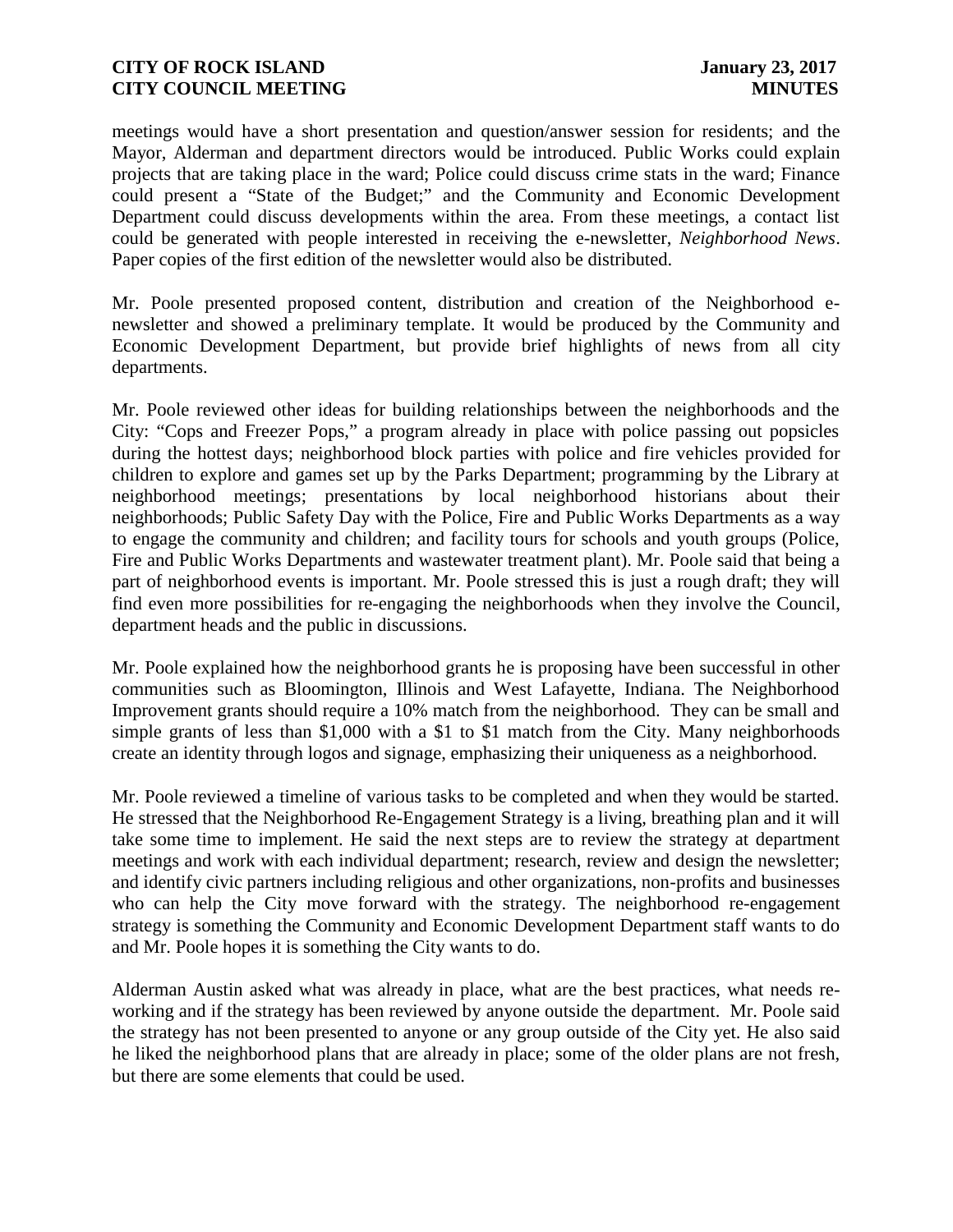meetings would have a short presentation and question/answer session for residents; and the Mayor, Alderman and department directors would be introduced. Public Works could explain projects that are taking place in the ward; Police could discuss crime stats in the ward; Finance could present a "State of the Budget;" and the Community and Economic Development Department could discuss developments within the area. From these meetings, a contact list could be generated with people interested in receiving the e-newsletter, *Neighborhood News*. Paper copies of the first edition of the newsletter would also be distributed.

Mr. Poole presented proposed content, distribution and creation of the Neighborhood e-newsletter and showed a preliminary template. It would be produced by the Community and Economic Development Department, but provide brief highlights of news from all city departments.

Mr. Poole reviewed other ideas for building relationships between the neighborhoods and the City: "Cops and Freezer Pops," a program already in place with police passing out popsicles during the hottest days; neighborhood block parties with police and fire vehicles provided for children to explore and games set up by the Parks Department; programming by the Library at neighborhood meetings; presentations by local neighborhood historians about their neighborhoods; Public Safety Day with the Police, Fire and Public Works Departments as a way to engage the community and children; and facility tours for schools and youth groups (Police, Fire and Public Works Departments and wastewater treatment plant). Mr. Poole said that being a part of neighborhood events is important. Mr. Poole stressed this is just a rough draft; they will find even more possibilities for re-engaging the neighborhoods when they involve the Council, department heads and the public in discussions.

Mr. Poole explained how the neighborhood grants he is proposing have been successful in other communities such as Bloomington, Illinois and West Lafayette, Indiana. The Neighborhood Improvement grants should require a 10% match from the neighborhood. They can be small and simple grants of less than $1,000 with a $1 to $1 match from the City. Many neighborhoods create an identity through logos and signage, emphasizing their uniqueness as a neighborhood.

Mr. Poole reviewed a timeline of various tasks to be completed and when they would be started. He stressed that the Neighborhood Re-Engagement Strategy is a living, breathing plan and it will take some time to implement. He said the next steps are to review the strategy at department meetings and work with each individual department; research, review and design the newsletter; and identify civic partners including religious and other organizations, non-profits and businesses who can help the City move forward with the strategy. The neighborhood re-engagement strategy is something the Community and Economic Development Department staff wants to do and Mr. Poole hopes it is something the City wants to do.

Alderman Austin asked what was already in place, what are the best practices, what needs re-working and if the strategy has been reviewed by anyone outside the department. Mr. Poole said the strategy has not been presented to anyone or any group outside of the City yet. He also said he liked the neighborhood plans that are already in place; some of the older plans are not fresh, but there are some elements that could be used.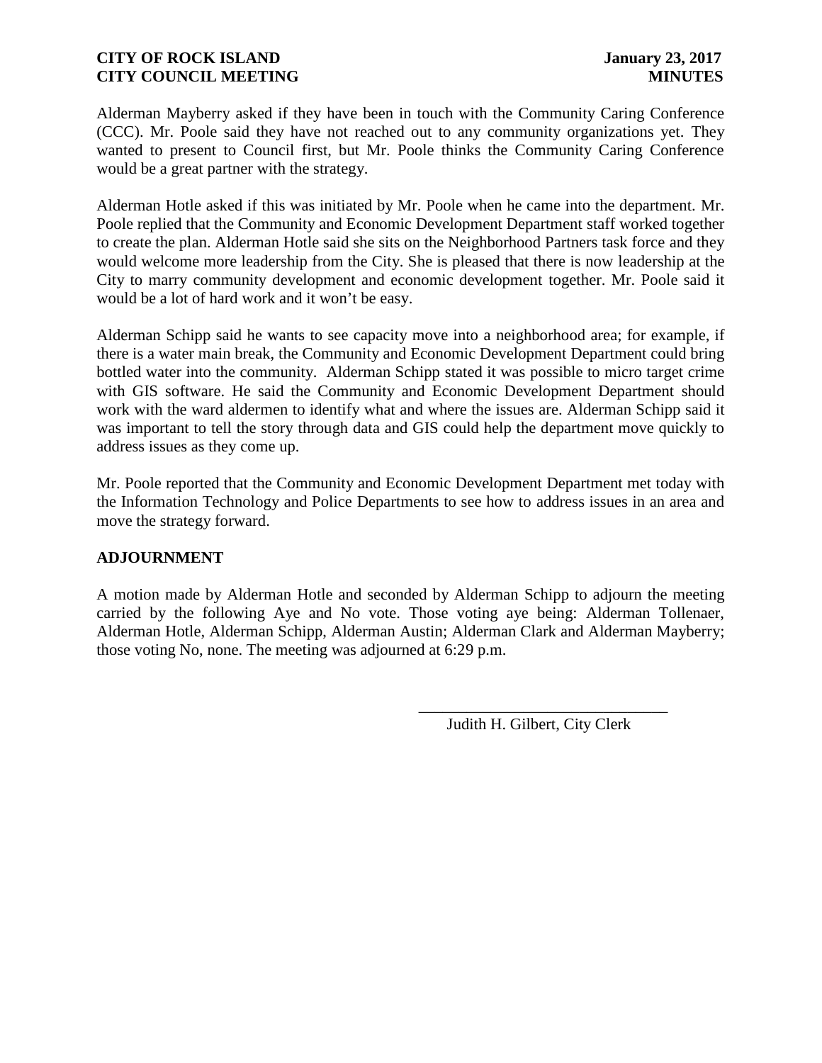Alderman Mayberry asked if they have been in touch with the Community Caring Conference (CCC). Mr. Poole said they have not reached out to any community organizations yet. They wanted to present to Council first, but Mr. Poole thinks the Community Caring Conference would be a great partner with the strategy.

Alderman Hotle asked if this was initiated by Mr. Poole when he came into the department. Mr. Poole replied that the Community and Economic Development Department staff worked together to create the plan. Alderman Hotle said she sits on the Neighborhood Partners task force and they would welcome more leadership from the City. She is pleased that there is now leadership at the City to marry community development and economic development together. Mr. Poole said it would be a lot of hard work and it won't be easy.

Alderman Schipp said he wants to see capacity move into a neighborhood area; for example, if there is a water main break, the Community and Economic Development Department could bring bottled water into the community. Alderman Schipp stated it was possible to micro target crime with GIS software. He said the Community and Economic Development Department should work with the ward aldermen to identify what and where the issues are. Alderman Schipp said it was important to tell the story through data and GIS could help the department move quickly to address issues as they come up.

Mr. Poole reported that the Community and Economic Development Department met today with the Information Technology and Police Departments to see how to address issues in an area and move the strategy forward.

**ADJOURNMENT**

A motion made by Alderman Hotle and seconded by Alderman Schipp to adjourn the meeting carried by the following Aye and No vote. Those voting aye being: Alderman Tollenaer, Alderman Hotle, Alderman Schipp, Alderman Austin; Alderman Clark and Alderman Mayberry; those voting No, none. The meeting was adjourned at 6:29 p.m.

\_\_\_\_\_\_\_\_\_\_\_\_\_\_\_\_\_\_\_\_\_\_\_\_\_\_\_\_\_\_

Judith H. Gilbert, City Clerk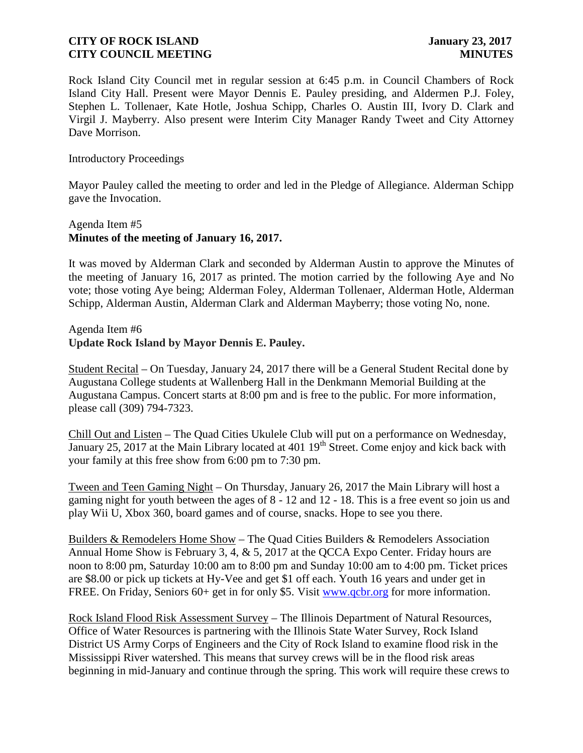Rock Island City Council met in regular session at 6:45 p.m. in Council Chambers of Rock Island City Hall. Present were Mayor Dennis E. Pauley presiding, and Aldermen P.J. Foley, Stephen L. Tollenaer, Kate Hotle, Joshua Schipp, Charles O. Austin III, Ivory D. Clark and Virgil J. Mayberry. Also present were Interim City Manager Randy Tweet and City Attorney Dave Morrison.

Introductory Proceedings

Mayor Pauley called the meeting to order and led in the Pledge of Allegiance. Alderman Schipp gave the Invocation.

Agenda Item #5
**Minutes of the meeting of January 16, 2017.**

It was moved by Alderman Clark and seconded by Alderman Austin to approve the Minutes of the meeting of January 16, 2017 as printed. The motion carried by the following Aye and No vote; those voting Aye being; Alderman Foley, Alderman Tollenaer, Alderman Hotle, Alderman Schipp, Alderman Austin, Alderman Clark and Alderman Mayberry; those voting No, none.

Agenda Item #6
**Update Rock Island by Mayor Dennis E. Pauley.**

Student Recital – On Tuesday, January 24, 2017 there will be a General Student Recital done by Augustana College students at Wallenberg Hall in the Denkmann Memorial Building at the Augustana Campus. Concert starts at 8:00 pm and is free to the public. For more information, please call (309) 794-7323.

Chill Out and Listen – The Quad Cities Ukulele Club will put on a performance on Wednesday, January 25, 2017 at the Main Library located at 401 19th Street. Come enjoy and kick back with your family at this free show from 6:00 pm to 7:30 pm.

Tween and Teen Gaming Night – On Thursday, January 26, 2017 the Main Library will host a gaming night for youth between the ages of 8 - 12 and 12 - 18. This is a free event so join us and play Wii U, Xbox 360, board games and of course, snacks. Hope to see you there.

Builders & Remodelers Home Show – The Quad Cities Builders & Remodelers Association Annual Home Show is February 3, 4, & 5, 2017 at the QCCA Expo Center. Friday hours are noon to 8:00 pm, Saturday 10:00 am to 8:00 pm and Sunday 10:00 am to 4:00 pm. Ticket prices are $8.00 or pick up tickets at Hy-Vee and get $1 off each. Youth 16 years and under get in FREE. On Friday, Seniors 60+ get in for only $5. Visit www.qcbr.org for more information.

Rock Island Flood Risk Assessment Survey – The Illinois Department of Natural Resources, Office of Water Resources is partnering with the Illinois State Water Survey, Rock Island District US Army Corps of Engineers and the City of Rock Island to examine flood risk in the Mississippi River watershed. This means that survey crews will be in the flood risk areas beginning in mid-January and continue through the spring. This work will require these crews to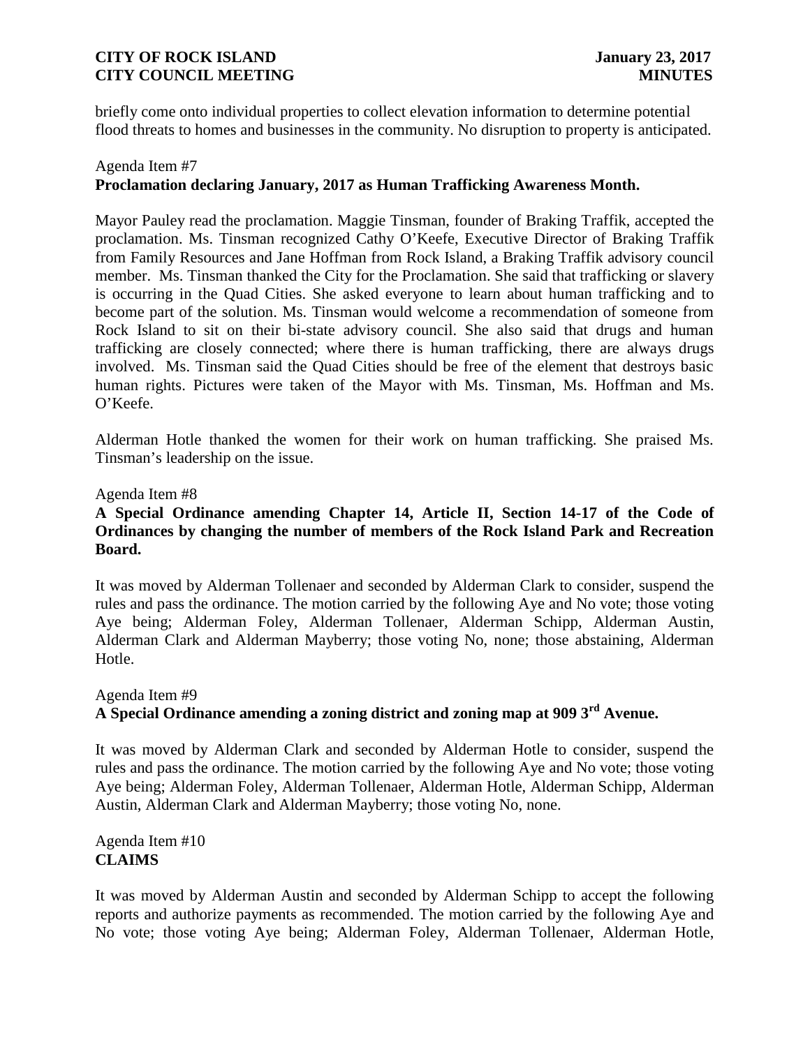briefly come onto individual properties to collect elevation information to determine potential flood threats to homes and businesses in the community. No disruption to property is anticipated.

Agenda Item #7
**Proclamation declaring January, 2017 as Human Trafficking Awareness Month.**

Mayor Pauley read the proclamation. Maggie Tinsman, founder of Braking Traffik, accepted the proclamation. Ms. Tinsman recognized Cathy O'Keefe, Executive Director of Braking Traffik from Family Resources and Jane Hoffman from Rock Island, a Braking Traffik advisory council member. Ms. Tinsman thanked the City for the Proclamation. She said that trafficking or slavery is occurring in the Quad Cities. She asked everyone to learn about human trafficking and to become part of the solution. Ms. Tinsman would welcome a recommendation of someone from Rock Island to sit on their bi-state advisory council. She also said that drugs and human trafficking are closely connected; where there is human trafficking, there are always drugs involved. Ms. Tinsman said the Quad Cities should be free of the element that destroys basic human rights. Pictures were taken of the Mayor with Ms. Tinsman, Ms. Hoffman and Ms. O'Keefe.

Alderman Hotle thanked the women for their work on human trafficking. She praised Ms. Tinsman's leadership on the issue.

Agenda Item #8
**A Special Ordinance amending Chapter 14, Article II, Section 14-17 of the Code of Ordinances by changing the number of members of the Rock Island Park and Recreation Board.**

It was moved by Alderman Tollenaer and seconded by Alderman Clark to consider, suspend the rules and pass the ordinance. The motion carried by the following Aye and No vote; those voting Aye being; Alderman Foley, Alderman Tollenaer, Alderman Schipp, Alderman Austin, Alderman Clark and Alderman Mayberry; those voting No, none; those abstaining, Alderman Hotle.

Agenda Item #9
**A Special Ordinance amending a zoning district and zoning map at 909 3rd Avenue.**

It was moved by Alderman Clark and seconded by Alderman Hotle to consider, suspend the rules and pass the ordinance. The motion carried by the following Aye and No vote; those voting Aye being; Alderman Foley, Alderman Tollenaer, Alderman Hotle, Alderman Schipp, Alderman Austin, Alderman Clark and Alderman Mayberry; those voting No, none.

Agenda Item #10
**CLAIMS**

It was moved by Alderman Austin and seconded by Alderman Schipp to accept the following reports and authorize payments as recommended. The motion carried by the following Aye and No vote; those voting Aye being; Alderman Foley, Alderman Tollenaer, Alderman Hotle,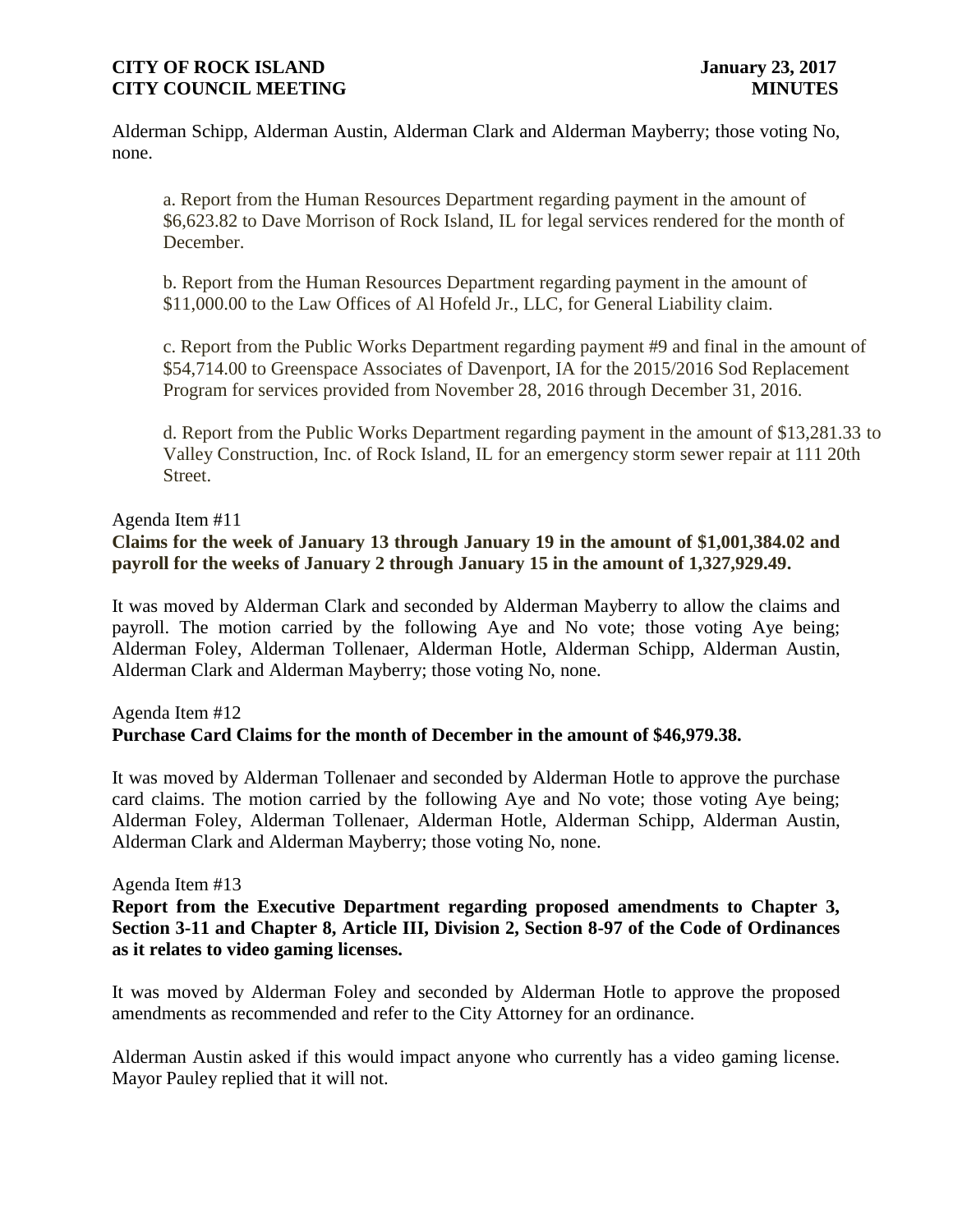Alderman Schipp, Alderman Austin, Alderman Clark and Alderman Mayberry; those voting No, none.

a. Report from the Human Resources Department regarding payment in the amount of $6,623.82 to Dave Morrison of Rock Island, IL for legal services rendered for the month of December.

b. Report from the Human Resources Department regarding payment in the amount of $11,000.00 to the Law Offices of Al Hofeld Jr., LLC, for General Liability claim.

c. Report from the Public Works Department regarding payment #9 and final in the amount of $54,714.00 to Greenspace Associates of Davenport, IA for the 2015/2016 Sod Replacement Program for services provided from November 28, 2016 through December 31, 2016.

d. Report from the Public Works Department regarding payment in the amount of $13,281.33 to Valley Construction, Inc. of Rock Island, IL for an emergency storm sewer repair at 111 20th Street.

Agenda Item #11

**Claims for the week of January 13 through January 19 in the amount of $1,001,384.02 and payroll for the weeks of January 2 through January 15 in the amount of 1,327,929.49.**

It was moved by Alderman Clark and seconded by Alderman Mayberry to allow the claims and payroll. The motion carried by the following Aye and No vote; those voting Aye being; Alderman Foley, Alderman Tollenaer, Alderman Hotle, Alderman Schipp, Alderman Austin, Alderman Clark and Alderman Mayberry; those voting No, none.

Agenda Item #12

**Purchase Card Claims for the month of December in the amount of $46,979.38.**

It was moved by Alderman Tollenaer and seconded by Alderman Hotle to approve the purchase card claims. The motion carried by the following Aye and No vote; those voting Aye being; Alderman Foley, Alderman Tollenaer, Alderman Hotle, Alderman Schipp, Alderman Austin, Alderman Clark and Alderman Mayberry; those voting No, none.

Agenda Item #13

**Report from the Executive Department regarding proposed amendments to Chapter 3, Section 3-11 and Chapter 8, Article III, Division 2, Section 8-97 of the Code of Ordinances as it relates to video gaming licenses.**

It was moved by Alderman Foley and seconded by Alderman Hotle to approve the proposed amendments as recommended and refer to the City Attorney for an ordinance.

Alderman Austin asked if this would impact anyone who currently has a video gaming license. Mayor Pauley replied that it will not.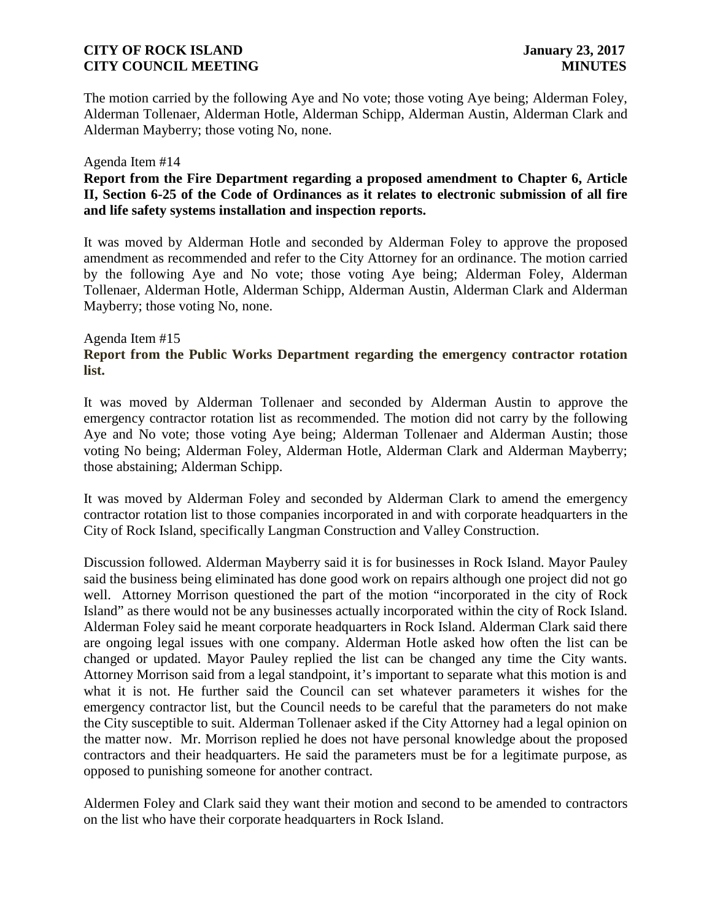The motion carried by the following Aye and No vote; those voting Aye being; Alderman Foley, Alderman Tollenaer, Alderman Hotle, Alderman Schipp, Alderman Austin, Alderman Clark and Alderman Mayberry; those voting No, none.

Agenda Item #14

**Report from the Fire Department regarding a proposed amendment to Chapter 6, Article II, Section 6-25 of the Code of Ordinances as it relates to electronic submission of all fire and life safety systems installation and inspection reports.**

It was moved by Alderman Hotle and seconded by Alderman Foley to approve the proposed amendment as recommended and refer to the City Attorney for an ordinance. The motion carried by the following Aye and No vote; those voting Aye being; Alderman Foley, Alderman Tollenaer, Alderman Hotle, Alderman Schipp, Alderman Austin, Alderman Clark and Alderman Mayberry; those voting No, none.

Agenda Item #15

**Report from the Public Works Department regarding the emergency contractor rotation list.**

It was moved by Alderman Tollenaer and seconded by Alderman Austin to approve the emergency contractor rotation list as recommended. The motion did not carry by the following Aye and No vote; those voting Aye being; Alderman Tollenaer and Alderman Austin; those voting No being; Alderman Foley, Alderman Hotle, Alderman Clark and Alderman Mayberry; those abstaining; Alderman Schipp.

It was moved by Alderman Foley and seconded by Alderman Clark to amend the emergency contractor rotation list to those companies incorporated in and with corporate headquarters in the City of Rock Island, specifically Langman Construction and Valley Construction.

Discussion followed. Alderman Mayberry said it is for businesses in Rock Island. Mayor Pauley said the business being eliminated has done good work on repairs although one project did not go well. Attorney Morrison questioned the part of the motion "incorporated in the city of Rock Island" as there would not be any businesses actually incorporated within the city of Rock Island. Alderman Foley said he meant corporate headquarters in Rock Island. Alderman Clark said there are ongoing legal issues with one company. Alderman Hotle asked how often the list can be changed or updated. Mayor Pauley replied the list can be changed any time the City wants. Attorney Morrison said from a legal standpoint, it's important to separate what this motion is and what it is not. He further said the Council can set whatever parameters it wishes for the emergency contractor list, but the Council needs to be careful that the parameters do not make the City susceptible to suit. Alderman Tollenaer asked if the City Attorney had a legal opinion on the matter now. Mr. Morrison replied he does not have personal knowledge about the proposed contractors and their headquarters. He said the parameters must be for a legitimate purpose, as opposed to punishing someone for another contract.

Aldermen Foley and Clark said they want their motion and second to be amended to contractors on the list who have their corporate headquarters in Rock Island.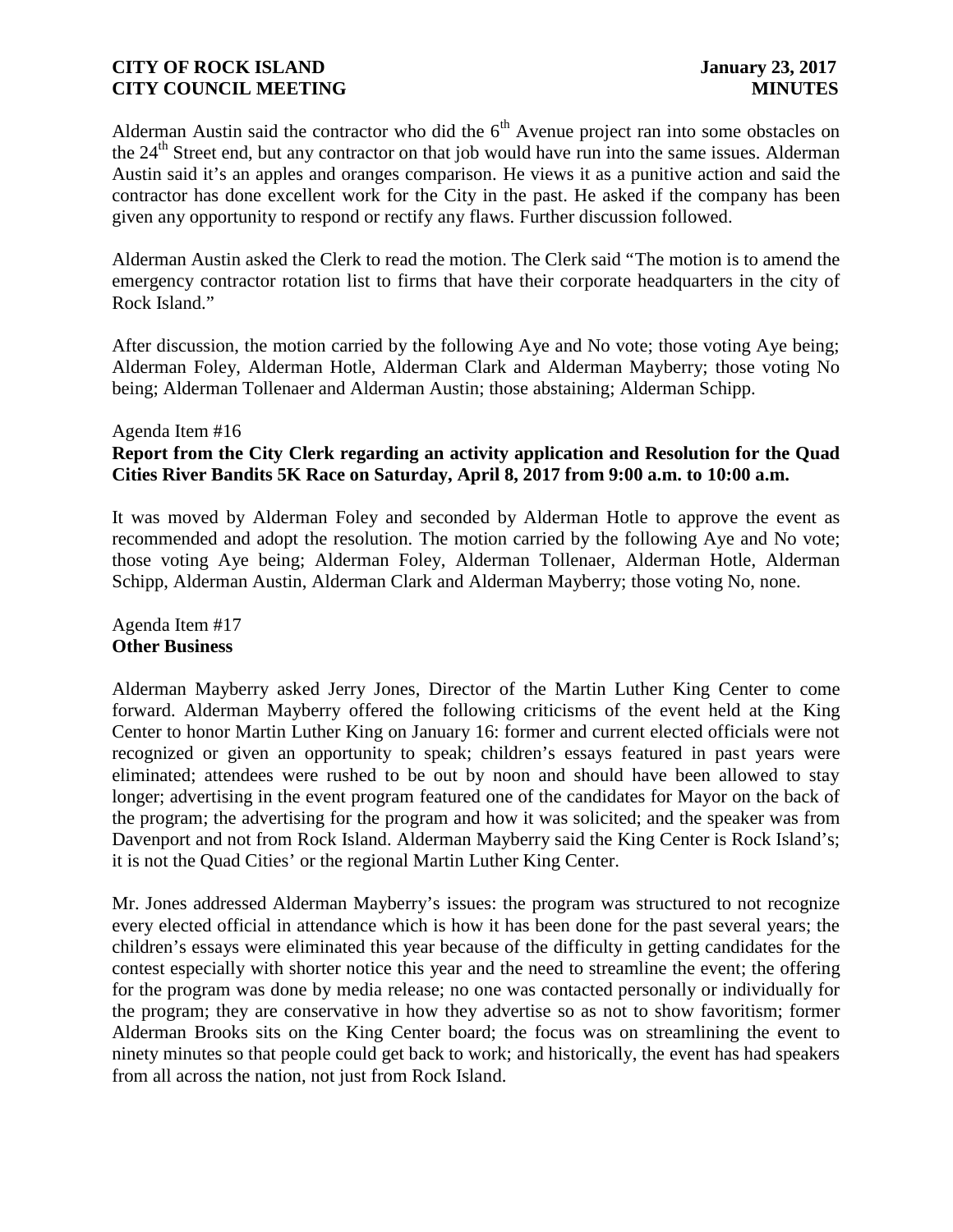Alderman Austin said the contractor who did the 6th Avenue project ran into some obstacles on the 24th Street end, but any contractor on that job would have run into the same issues. Alderman Austin said it's an apples and oranges comparison. He views it as a punitive action and said the contractor has done excellent work for the City in the past. He asked if the company has been given any opportunity to respond or rectify any flaws. Further discussion followed.

Alderman Austin asked the Clerk to read the motion. The Clerk said "The motion is to amend the emergency contractor rotation list to firms that have their corporate headquarters in the city of Rock Island."

After discussion, the motion carried by the following Aye and No vote; those voting Aye being; Alderman Foley, Alderman Hotle, Alderman Clark and Alderman Mayberry; those voting No being; Alderman Tollenaer and Alderman Austin; those abstaining; Alderman Schipp.

Agenda Item #16
**Report from the City Clerk regarding an activity application and Resolution for the Quad Cities River Bandits 5K Race on Saturday, April 8, 2017 from 9:00 a.m. to 10:00 a.m.**

It was moved by Alderman Foley and seconded by Alderman Hotle to approve the event as recommended and adopt the resolution. The motion carried by the following Aye and No vote; those voting Aye being; Alderman Foley, Alderman Tollenaer, Alderman Hotle, Alderman Schipp, Alderman Austin, Alderman Clark and Alderman Mayberry; those voting No, none.

Agenda Item #17
**Other Business**

Alderman Mayberry asked Jerry Jones, Director of the Martin Luther King Center to come forward. Alderman Mayberry offered the following criticisms of the event held at the King Center to honor Martin Luther King on January 16: former and current elected officials were not recognized or given an opportunity to speak; children's essays featured in past years were eliminated; attendees were rushed to be out by noon and should have been allowed to stay longer; advertising in the event program featured one of the candidates for Mayor on the back of the program; the advertising for the program and how it was solicited; and the speaker was from Davenport and not from Rock Island. Alderman Mayberry said the King Center is Rock Island's; it is not the Quad Cities' or the regional Martin Luther King Center.

Mr. Jones addressed Alderman Mayberry's issues: the program was structured to not recognize every elected official in attendance which is how it has been done for the past several years; the children's essays were eliminated this year because of the difficulty in getting candidates for the contest especially with shorter notice this year and the need to streamline the event; the offering for the program was done by media release; no one was contacted personally or individually for the program; they are conservative in how they advertise so as not to show favoritism; former Alderman Brooks sits on the King Center board; the focus was on streamlining the event to ninety minutes so that people could get back to work; and historically, the event has had speakers from all across the nation, not just from Rock Island.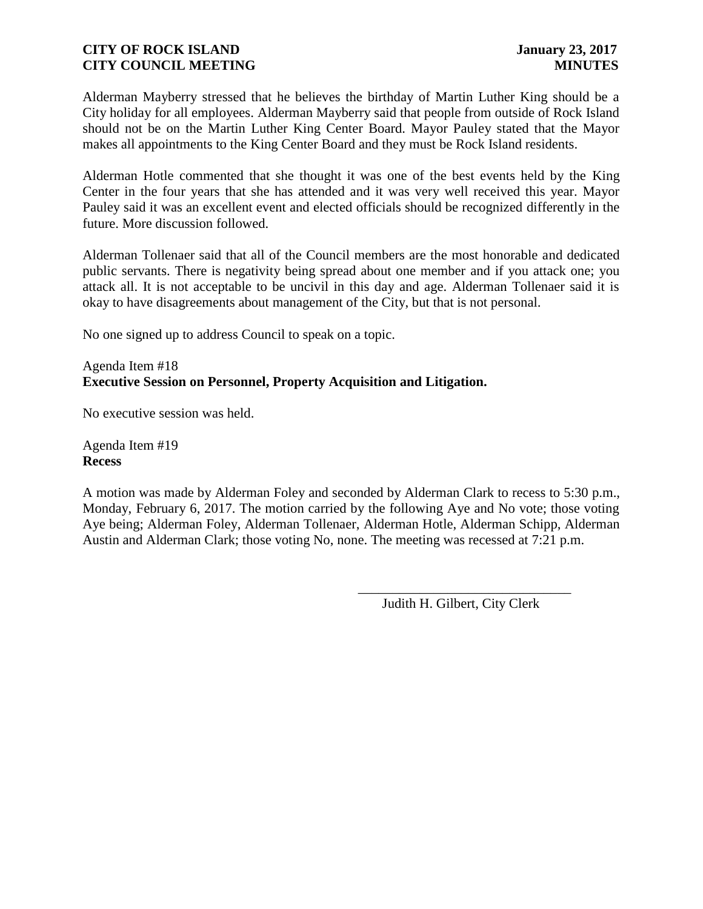Alderman Mayberry stressed that he believes the birthday of Martin Luther King should be a City holiday for all employees. Alderman Mayberry said that people from outside of Rock Island should not be on the Martin Luther King Center Board. Mayor Pauley stated that the Mayor makes all appointments to the King Center Board and they must be Rock Island residents.

Alderman Hotle commented that she thought it was one of the best events held by the King Center in the four years that she has attended and it was very well received this year. Mayor Pauley said it was an excellent event and elected officials should be recognized differently in the future. More discussion followed.

Alderman Tollenaer said that all of the Council members are the most honorable and dedicated public servants. There is negativity being spread about one member and if you attack one; you attack all. It is not acceptable to be uncivil in this day and age. Alderman Tollenaer said it is okay to have disagreements about management of the City, but that is not personal.

No one signed up to address Council to speak on a topic.

Agenda Item #18
**Executive Session on Personnel, Property Acquisition and Litigation.**

No executive session was held.

Agenda Item #19
**Recess**

A motion was made by Alderman Foley and seconded by Alderman Clark to recess to 5:30 p.m., Monday, February 6, 2017. The motion carried by the following Aye and No vote; those voting Aye being; Alderman Foley, Alderman Tollenaer, Alderman Hotle, Alderman Schipp, Alderman Austin and Alderman Clark; those voting No, none. The meeting was recessed at 7:21 p.m.

\_\_\_\_\_\_\_\_\_\_\_\_\_\_\_\_\_\_\_\_\_\_\_\_\_\_\_\_\_\_

Judith H. Gilbert, City Clerk